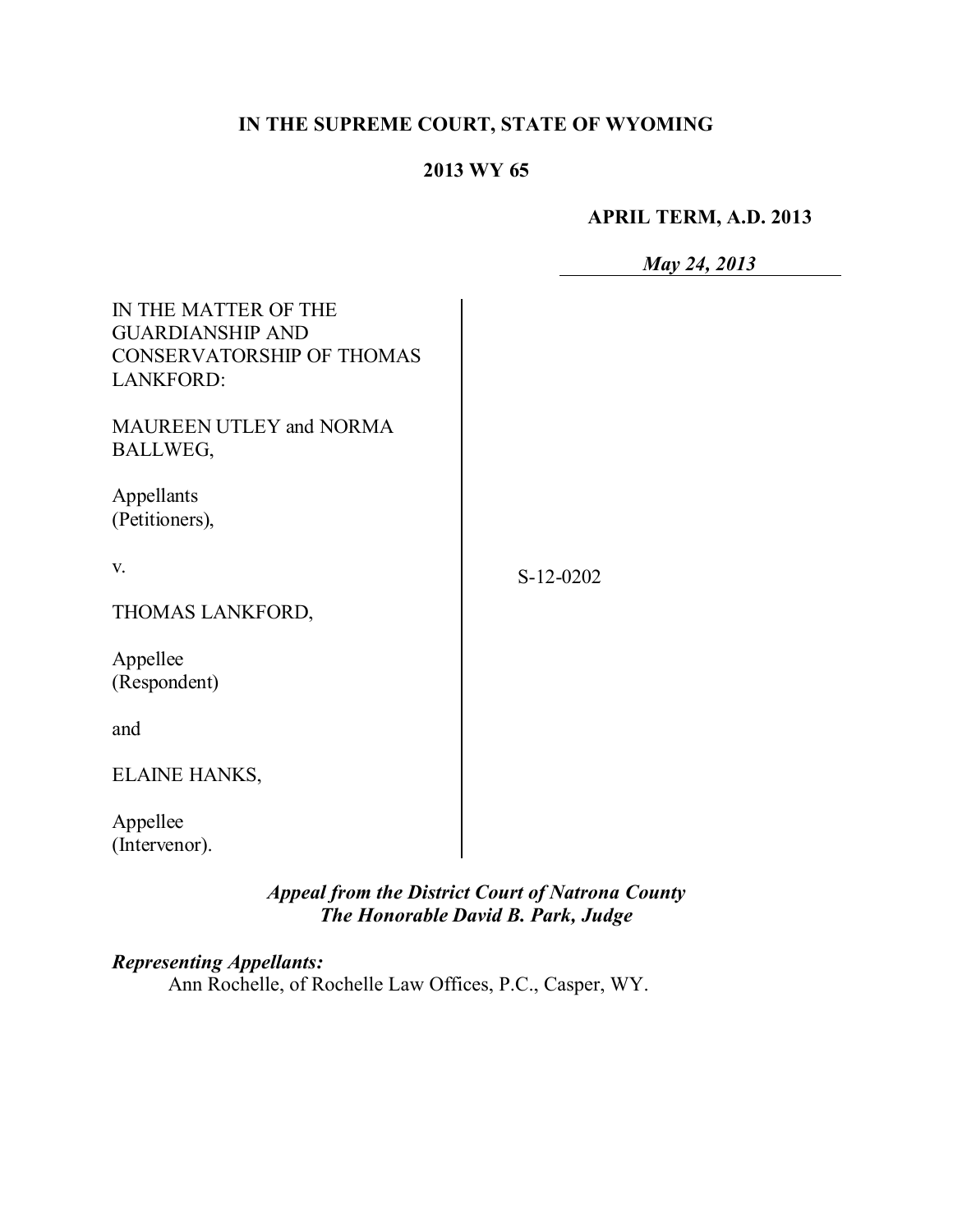**IN THE SUPREME COURT, STATE OF WYOMING**

**2013 WY 65**

**APRIL TERM, A.D. 2013**

***May 24, 2013***

IN THE MATTER OF THE GUARDIANSHIP AND CONSERVATORSHIP OF THOMAS LANKFORD:

MAUREEN UTLEY and NORMA BALLWEG,

Appellants
(Petitioners),

v.

THOMAS LANKFORD,

Appellee
(Respondent)

and

ELAINE HANKS,

Appellee
(Intervenor).

S-12-0202

***Appeal from the District Court of Natrona County***
***The Honorable David B. Park, Judge***

***Representing Appellants:***
Ann Rochelle, of Rochelle Law Offices, P.C., Casper, WY.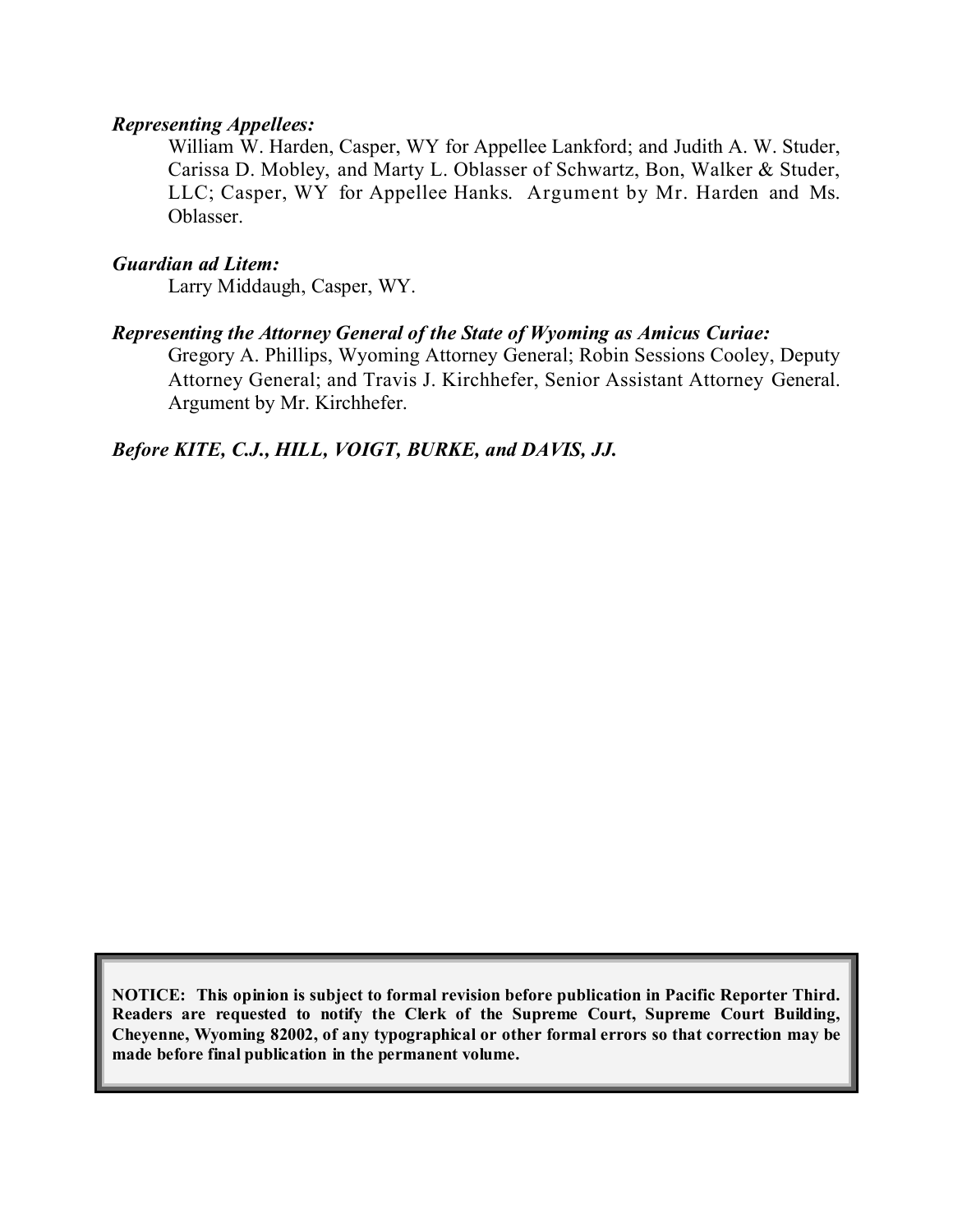***Representing Appellees:***

William W. Harden, Casper, WY for Appellee Lankford; and Judith A. W. Studer, Carissa D. Mobley, and Marty L. Oblasser of Schwartz, Bon, Walker & Studer, LLC; Casper, WY for Appellee Hanks. Argument by Mr. Harden and Ms. Oblasser.

***Guardian ad Litem:***

Larry Middaugh, Casper, WY.

***Representing the Attorney General of the State of Wyoming as Amicus Curiae:***

Gregory A. Phillips, Wyoming Attorney General; Robin Sessions Cooley, Deputy Attorney General; and Travis J. Kirchhefer, Senior Assistant Attorney General. Argument by Mr. Kirchhefer.

***Before KITE, C.J., HILL, VOIGT, BURKE, and DAVIS, JJ.***

**NOTICE: This opinion is subject to formal revision before publication in Pacific Reporter Third. Readers are requested to notify the Clerk of the Supreme Court, Supreme Court Building, Cheyenne, Wyoming 82002, of any typographical or other formal errors so that correction may be made before final publication in the permanent volume.**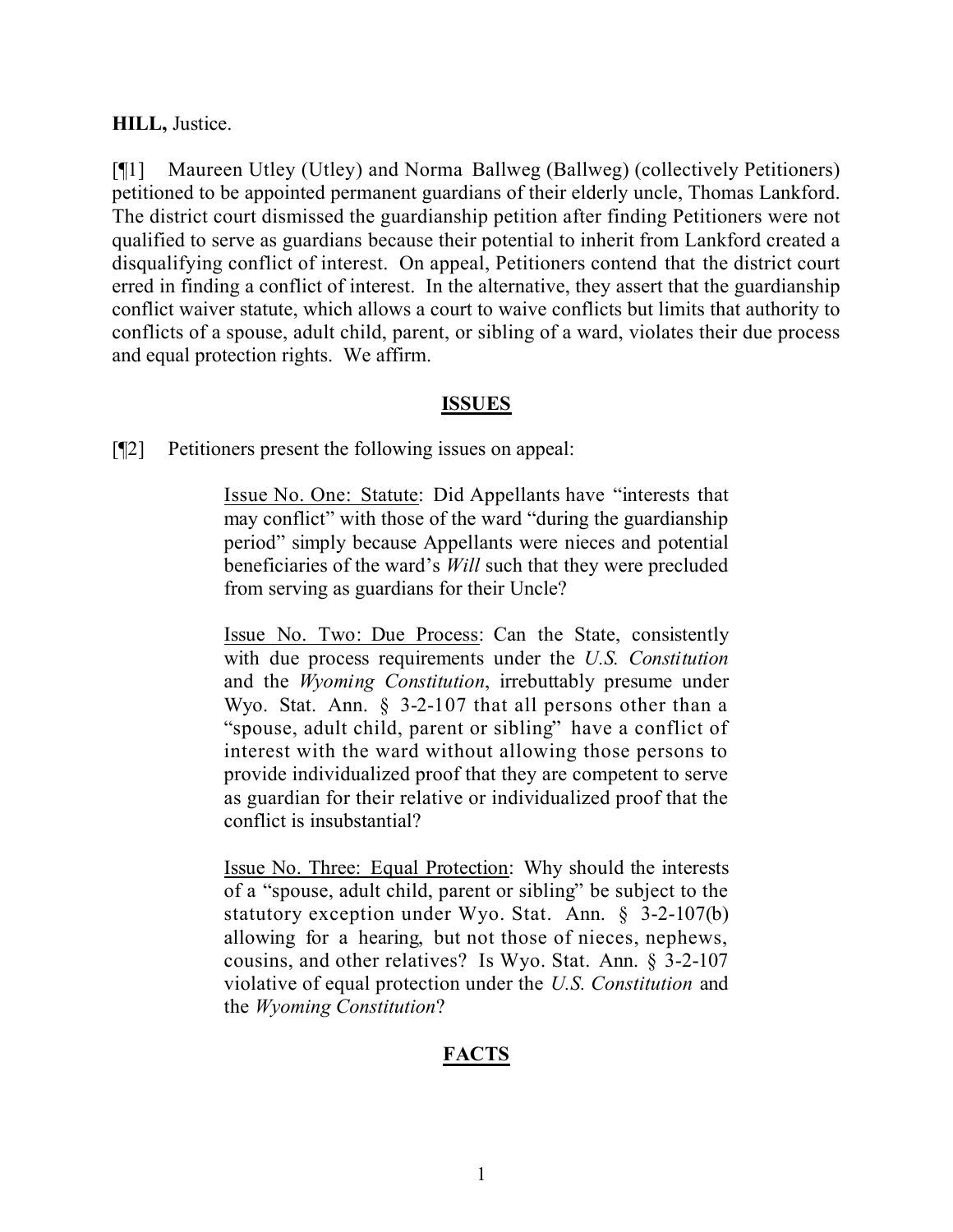**HILL,** Justice.

[¶1] Maureen Utley (Utley) and Norma Ballweg (Ballweg) (collectively Petitioners) petitioned to be appointed permanent guardians of their elderly uncle, Thomas Lankford. The district court dismissed the guardianship petition after finding Petitioners were not qualified to serve as guardians because their potential to inherit from Lankford created a disqualifying conflict of interest. On appeal, Petitioners contend that the district court erred in finding a conflict of interest. In the alternative, they assert that the guardianship conflict waiver statute, which allows a court to waive conflicts but limits that authority to conflicts of a spouse, adult child, parent, or sibling of a ward, violates their due process and equal protection rights. We affirm.

## ISSUES

[¶2] Petitioners present the following issues on appeal:

> Issue No. One: Statute: Did Appellants have "interests that may conflict" with those of the ward "during the guardianship period" simply because Appellants were nieces and potential beneficiaries of the ward's *Will* such that they were precluded from serving as guardians for their Uncle?
>
> Issue No. Two: Due Process: Can the State, consistently with due process requirements under the *U.S. Constitution* and the *Wyoming Constitution*, irrebuttably presume under Wyo. Stat. Ann. § 3-2-107 that all persons other than a "spouse, adult child, parent or sibling" have a conflict of interest with the ward without allowing those persons to provide individualized proof that they are competent to serve as guardian for their relative or individualized proof that the conflict is insubstantial?
>
> Issue No. Three: Equal Protection: Why should the interests of a "spouse, adult child, parent or sibling" be subject to the statutory exception under Wyo. Stat. Ann. § 3-2-107(b) allowing for a hearing, but not those of nieces, nephews, cousins, and other relatives? Is Wyo. Stat. Ann. § 3-2-107 violative of equal protection under the *U.S. Constitution* and the *Wyoming Constitution*?

## FACTS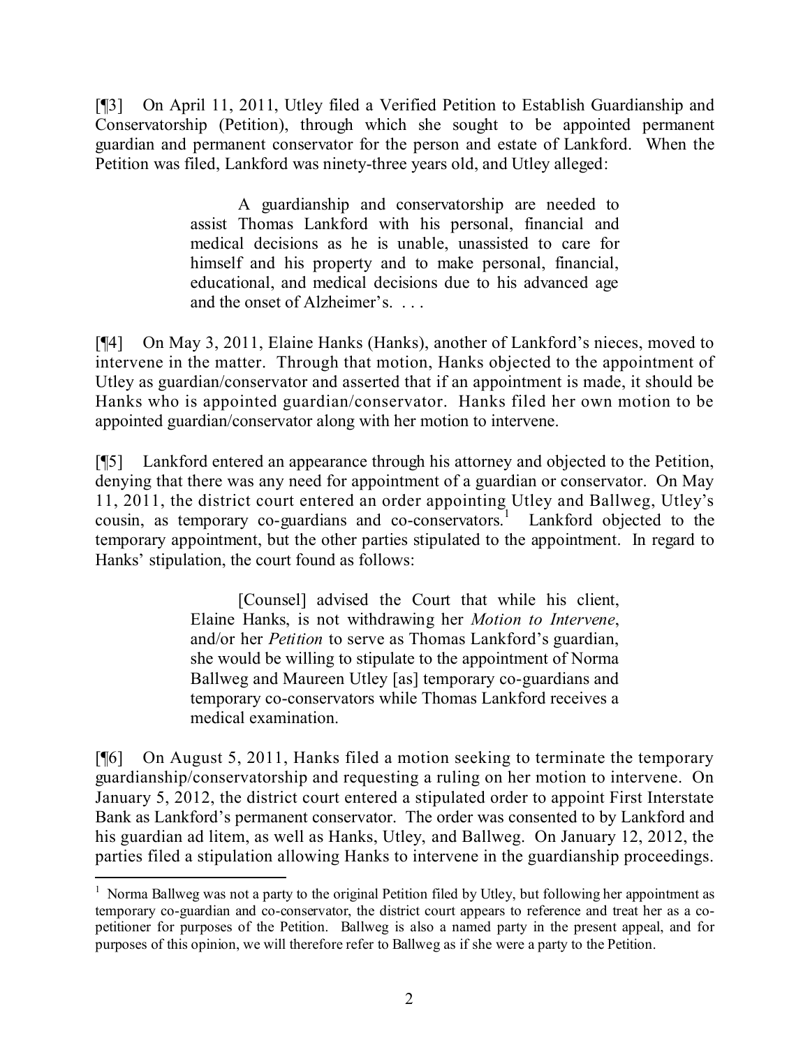[¶3] On April 11, 2011, Utley filed a Verified Petition to Establish Guardianship and Conservatorship (Petition), through which she sought to be appointed permanent guardian and permanent conservator for the person and estate of Lankford. When the Petition was filed, Lankford was ninety-three years old, and Utley alleged:

> A guardianship and conservatorship are needed to assist Thomas Lankford with his personal, financial and medical decisions as he is unable, unassisted to care for himself and his property and to make personal, financial, educational, and medical decisions due to his advanced age and the onset of Alzheimer's. . . .

[¶4] On May 3, 2011, Elaine Hanks (Hanks), another of Lankford's nieces, moved to intervene in the matter. Through that motion, Hanks objected to the appointment of Utley as guardian/conservator and asserted that if an appointment is made, it should be Hanks who is appointed guardian/conservator. Hanks filed her own motion to be appointed guardian/conservator along with her motion to intervene.

[¶5] Lankford entered an appearance through his attorney and objected to the Petition, denying that there was any need for appointment of a guardian or conservator. On May 11, 2011, the district court entered an order appointing Utley and Ballweg, Utley's cousin, as temporary co-guardians and co-conservators.[1] Lankford objected to the temporary appointment, but the other parties stipulated to the appointment. In regard to Hanks' stipulation, the court found as follows:

> [Counsel] advised the Court that while his client, Elaine Hanks, is not withdrawing her *Motion to Intervene*, and/or her *Petition* to serve as Thomas Lankford's guardian, she would be willing to stipulate to the appointment of Norma Ballweg and Maureen Utley [as] temporary co-guardians and temporary co-conservators while Thomas Lankford receives a medical examination.

[¶6] On August 5, 2011, Hanks filed a motion seeking to terminate the temporary guardianship/conservatorship and requesting a ruling on her motion to intervene. On January 5, 2012, the district court entered a stipulated order to appoint First Interstate Bank as Lankford's permanent conservator. The order was consented to by Lankford and his guardian ad litem, as well as Hanks, Utley, and Ballweg. On January 12, 2012, the parties filed a stipulation allowing Hanks to intervene in the guardianship proceedings.

---

[1] Norma Ballweg was not a party to the original Petition filed by Utley, but following her appointment as temporary co-guardian and co-conservator, the district court appears to reference and treat her as a co-petitioner for purposes of the Petition. Ballweg is also a named party in the present appeal, and for purposes of this opinion, we will therefore refer to Ballweg as if she were a party to the Petition.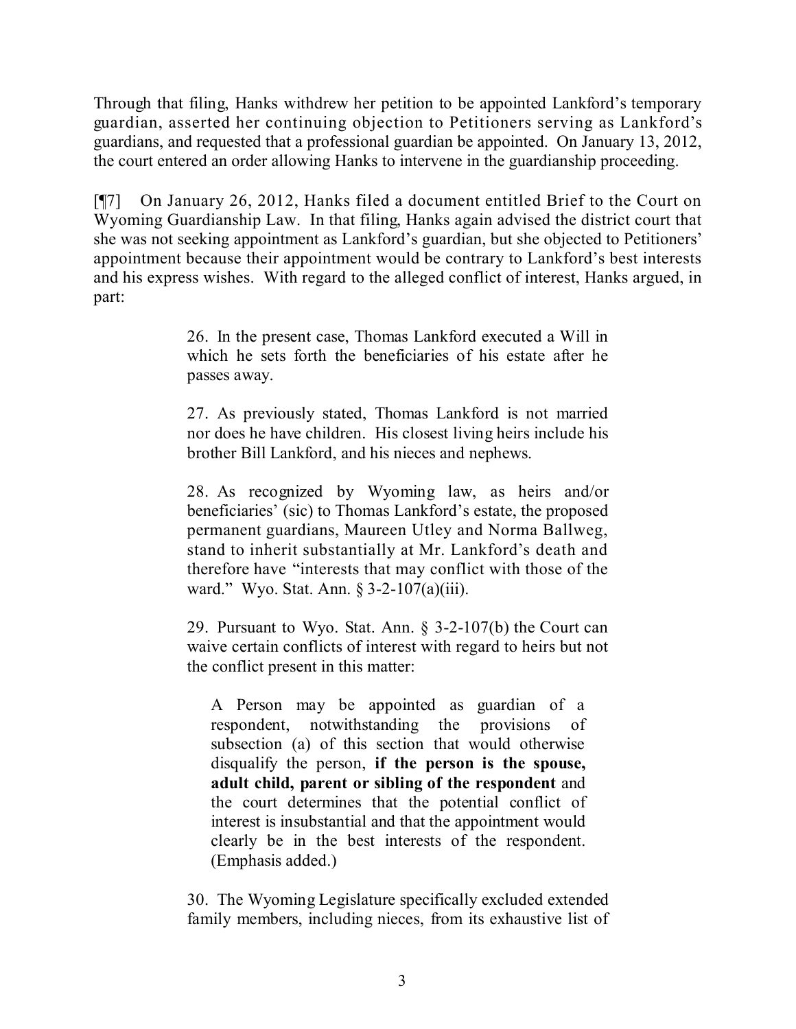Through that filing, Hanks withdrew her petition to be appointed Lankford's temporary guardian, asserted her continuing objection to Petitioners serving as Lankford's guardians, and requested that a professional guardian be appointed. On January 13, 2012, the court entered an order allowing Hanks to intervene in the guardianship proceeding.

[¶7] On January 26, 2012, Hanks filed a document entitled Brief to the Court on Wyoming Guardianship Law. In that filing, Hanks again advised the district court that she was not seeking appointment as Lankford's guardian, but she objected to Petitioners' appointment because their appointment would be contrary to Lankford's best interests and his express wishes. With regard to the alleged conflict of interest, Hanks argued, in part:

> 26. In the present case, Thomas Lankford executed a Will in which he sets forth the beneficiaries of his estate after he passes away.
>
> 27. As previously stated, Thomas Lankford is not married nor does he have children. His closest living heirs include his brother Bill Lankford, and his nieces and nephews.
>
> 28. As recognized by Wyoming law, as heirs and/or beneficiaries' (sic) to Thomas Lankford's estate, the proposed permanent guardians, Maureen Utley and Norma Ballweg, stand to inherit substantially at Mr. Lankford's death and therefore have "interests that may conflict with those of the ward." Wyo. Stat. Ann. § 3-2-107(a)(iii).
>
> 29. Pursuant to Wyo. Stat. Ann. § 3-2-107(b) the Court can waive certain conflicts of interest with regard to heirs but not the conflict present in this matter:
>
>> A Person may be appointed as guardian of a respondent, notwithstanding the provisions of subsection (a) of this section that would otherwise disqualify the person, **if the person is the spouse, adult child, parent or sibling of the respondent** and the court determines that the potential conflict of interest is insubstantial and that the appointment would clearly be in the best interests of the respondent. (Emphasis added.)
>
> 30. The Wyoming Legislature specifically excluded extended family members, including nieces, from its exhaustive list of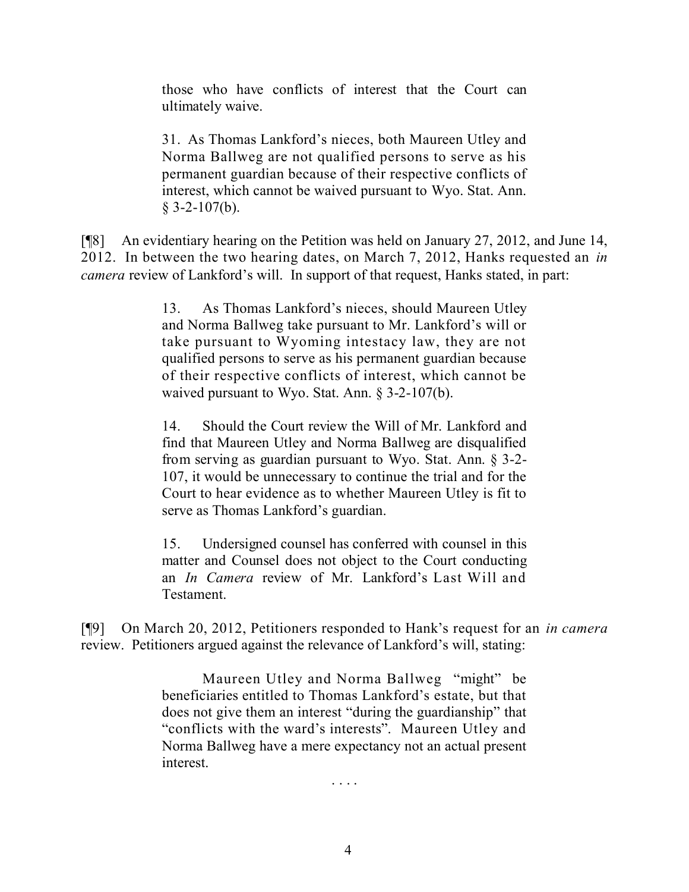> those who have conflicts of interest that the Court can ultimately waive.
>
> 31. As Thomas Lankford's nieces, both Maureen Utley and Norma Ballweg are not qualified persons to serve as his permanent guardian because of their respective conflicts of interest, which cannot be waived pursuant to Wyo. Stat. Ann. § 3-2-107(b).

[¶8] An evidentiary hearing on the Petition was held on January 27, 2012, and June 14, 2012. In between the two hearing dates, on March 7, 2012, Hanks requested an *in camera* review of Lankford's will. In support of that request, Hanks stated, in part:

> 13. As Thomas Lankford's nieces, should Maureen Utley and Norma Ballweg take pursuant to Mr. Lankford's will or take pursuant to Wyoming intestacy law, they are not qualified persons to serve as his permanent guardian because of their respective conflicts of interest, which cannot be waived pursuant to Wyo. Stat. Ann. § 3-2-107(b).
>
> 14. Should the Court review the Will of Mr. Lankford and find that Maureen Utley and Norma Ballweg are disqualified from serving as guardian pursuant to Wyo. Stat. Ann. § 3-2-107, it would be unnecessary to continue the trial and for the Court to hear evidence as to whether Maureen Utley is fit to serve as Thomas Lankford's guardian.
>
> 15. Undersigned counsel has conferred with counsel in this matter and Counsel does not object to the Court conducting an *In Camera* review of Mr. Lankford's Last Will and Testament.

[¶9] On March 20, 2012, Petitioners responded to Hank's request for an *in camera* review. Petitioners argued against the relevance of Lankford's will, stating:

> Maureen Utley and Norma Ballweg "might" be beneficiaries entitled to Thomas Lankford's estate, but that does not give them an interest "during the guardianship" that "conflicts with the ward's interests". Maureen Utley and Norma Ballweg have a mere expectancy not an actual present interest.
>
> . . . .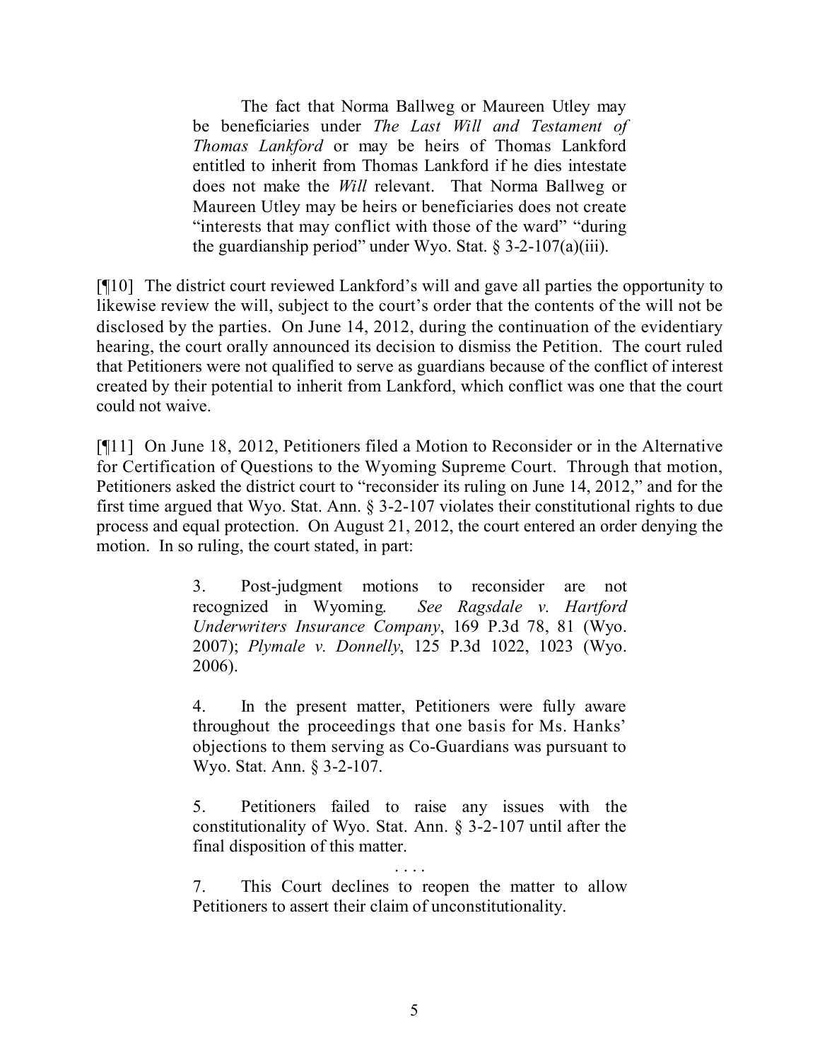> The fact that Norma Ballweg or Maureen Utley may be beneficiaries under *The Last Will and Testament of Thomas Lankford* or may be heirs of Thomas Lankford entitled to inherit from Thomas Lankford if he dies intestate does not make the *Will* relevant. That Norma Ballweg or Maureen Utley may be heirs or beneficiaries does not create "interests that may conflict with those of the ward" "during the guardianship period" under Wyo. Stat. § 3-2-107(a)(iii).

[¶10] The district court reviewed Lankford's will and gave all parties the opportunity to likewise review the will, subject to the court's order that the contents of the will not be disclosed by the parties. On June 14, 2012, during the continuation of the evidentiary hearing, the court orally announced its decision to dismiss the Petition. The court ruled that Petitioners were not qualified to serve as guardians because of the conflict of interest created by their potential to inherit from Lankford, which conflict was one that the court could not waive.

[¶11] On June 18, 2012, Petitioners filed a Motion to Reconsider or in the Alternative for Certification of Questions to the Wyoming Supreme Court. Through that motion, Petitioners asked the district court to "reconsider its ruling on June 14, 2012," and for the first time argued that Wyo. Stat. Ann. § 3-2-107 violates their constitutional rights to due process and equal protection. On August 21, 2012, the court entered an order denying the motion. In so ruling, the court stated, in part:

> 3. Post-judgment motions to reconsider are not recognized in Wyoming. *See Ragsdale v. Hartford Underwriters Insurance Company*, 169 P.3d 78, 81 (Wyo. 2007); *Plymale v. Donnelly*, 125 P.3d 1022, 1023 (Wyo. 2006).
>
> 4. In the present matter, Petitioners were fully aware throughout the proceedings that one basis for Ms. Hanks' objections to them serving as Co-Guardians was pursuant to Wyo. Stat. Ann. § 3-2-107.
>
> 5. Petitioners failed to raise any issues with the constitutionality of Wyo. Stat. Ann. § 3-2-107 until after the final disposition of this matter.
>
> . . . .
>
> 7. This Court declines to reopen the matter to allow Petitioners to assert their claim of unconstitutionality.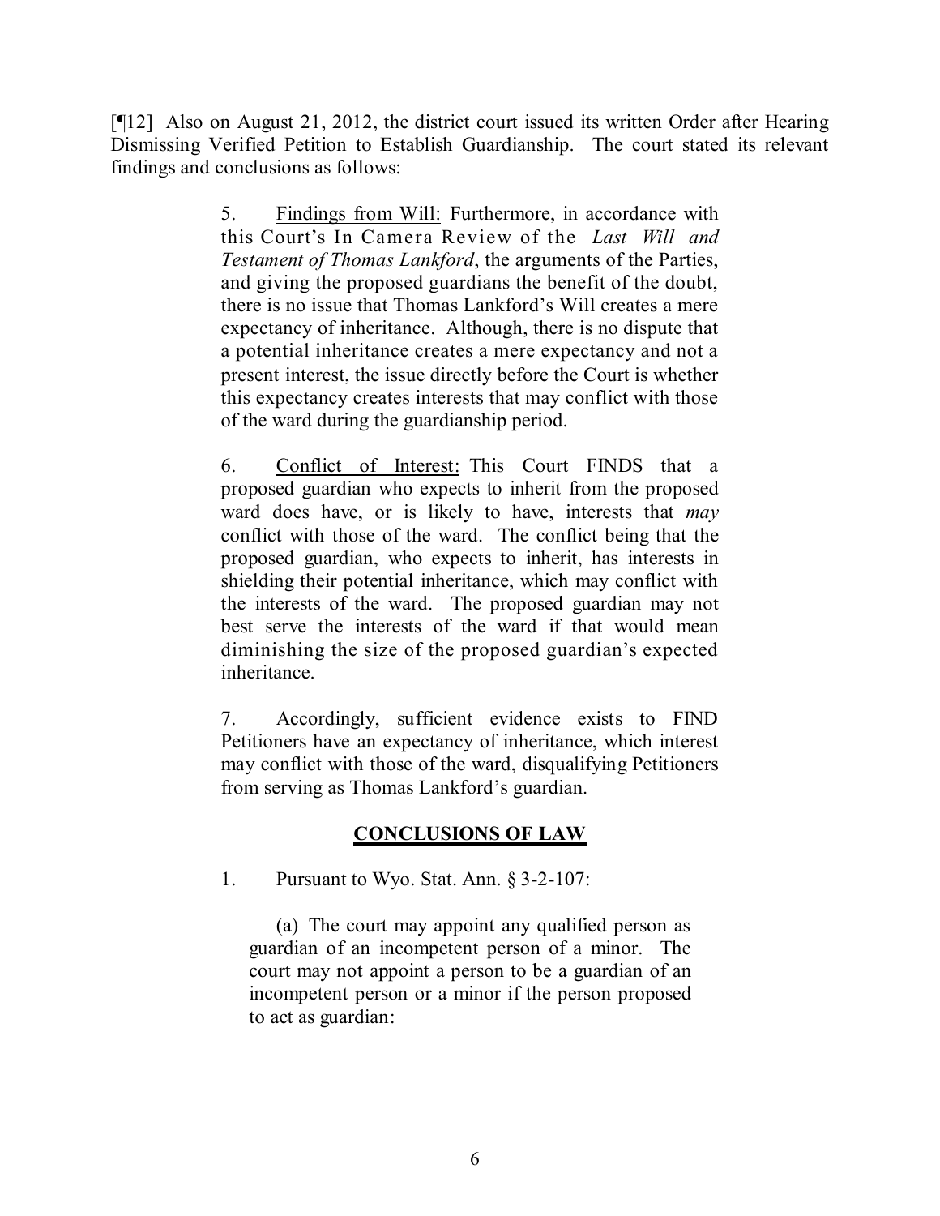[¶12] Also on August 21, 2012, the district court issued its written Order after Hearing Dismissing Verified Petition to Establish Guardianship. The court stated its relevant findings and conclusions as follows:

> 5. Findings from Will: Furthermore, in accordance with this Court's In Camera Review of the *Last Will and Testament of Thomas Lankford*, the arguments of the Parties, and giving the proposed guardians the benefit of the doubt, there is no issue that Thomas Lankford's Will creates a mere expectancy of inheritance. Although, there is no dispute that a potential inheritance creates a mere expectancy and not a present interest, the issue directly before the Court is whether this expectancy creates interests that may conflict with those of the ward during the guardianship period.
>
> 6. Conflict of Interest: This Court FINDS that a proposed guardian who expects to inherit from the proposed ward does have, or is likely to have, interests that *may* conflict with those of the ward. The conflict being that the proposed guardian, who expects to inherit, has interests in shielding their potential inheritance, which may conflict with the interests of the ward. The proposed guardian may not best serve the interests of the ward if that would mean diminishing the size of the proposed guardian's expected inheritance.
>
> 7. Accordingly, sufficient evidence exists to FIND Petitioners have an expectancy of inheritance, which interest may conflict with those of the ward, disqualifying Petitioners from serving as Thomas Lankford's guardian.
>
> **CONCLUSIONS OF LAW**
>
> 1. Pursuant to Wyo. Stat. Ann. § 3-2-107:
>
> > (a) The court may appoint any qualified person as guardian of an incompetent person of a minor. The court may not appoint a person to be a guardian of an incompetent person or a minor if the person proposed to act as guardian: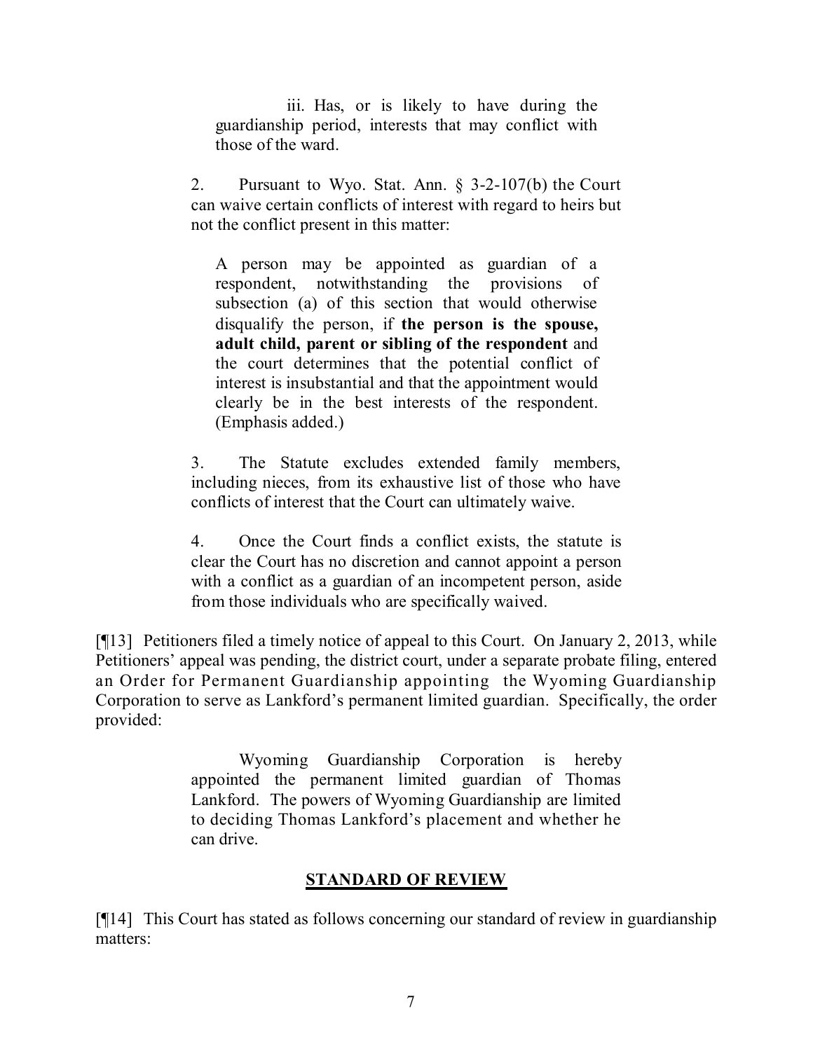iii. Has, or is likely to have during the guardianship period, interests that may conflict with those of the ward.

2. Pursuant to Wyo. Stat. Ann. § 3-2-107(b) the Court can waive certain conflicts of interest with regard to heirs but not the conflict present in this matter:

> A person may be appointed as guardian of a respondent, notwithstanding the provisions of subsection (a) of this section that would otherwise disqualify the person, if **the person is the spouse, adult child, parent or sibling of the respondent** and the court determines that the potential conflict of interest is insubstantial and that the appointment would clearly be in the best interests of the respondent. (Emphasis added.)

3. The Statute excludes extended family members, including nieces, from its exhaustive list of those who have conflicts of interest that the Court can ultimately waive.

4. Once the Court finds a conflict exists, the statute is clear the Court has no discretion and cannot appoint a person with a conflict as a guardian of an incompetent person, aside from those individuals who are specifically waived.

[¶13] Petitioners filed a timely notice of appeal to this Court. On January 2, 2013, while Petitioners' appeal was pending, the district court, under a separate probate filing, entered an Order for Permanent Guardianship appointing the Wyoming Guardianship Corporation to serve as Lankford's permanent limited guardian. Specifically, the order provided:

> Wyoming Guardianship Corporation is hereby appointed the permanent limited guardian of Thomas Lankford. The powers of Wyoming Guardianship are limited to deciding Thomas Lankford's placement and whether he can drive.

## STANDARD OF REVIEW

[¶14] This Court has stated as follows concerning our standard of review in guardianship matters: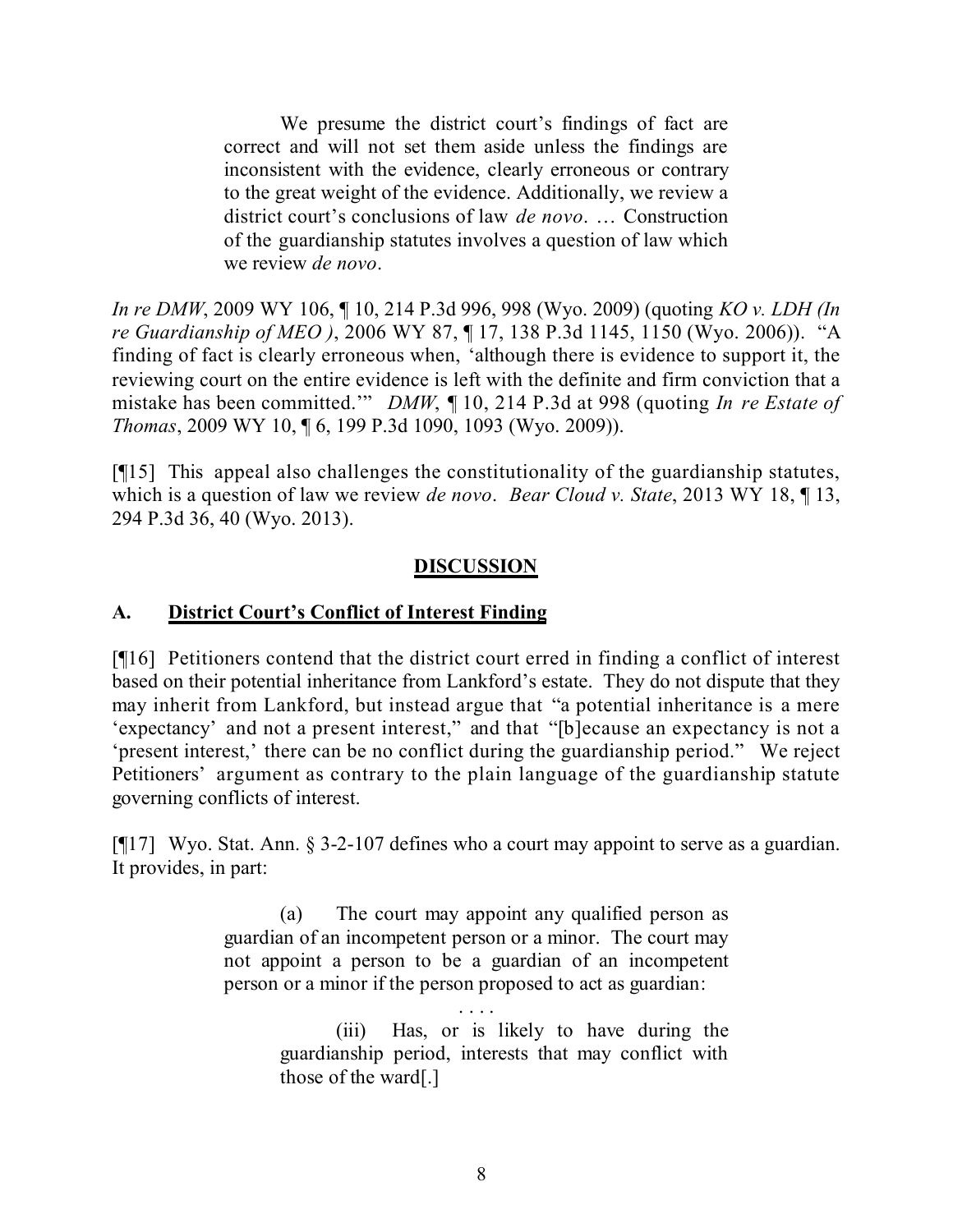> We presume the district court's findings of fact are correct and will not set them aside unless the findings are inconsistent with the evidence, clearly erroneous or contrary to the great weight of the evidence. Additionally, we review a district court's conclusions of law *de novo*. … Construction of the guardianship statutes involves a question of law which we review *de novo*.

*In re DMW*, 2009 WY 106, ¶ 10, 214 P.3d 996, 998 (Wyo. 2009) (quoting *KO v. LDH (In re Guardianship of MEO )*, 2006 WY 87, ¶ 17, 138 P.3d 1145, 1150 (Wyo. 2006)). "A finding of fact is clearly erroneous when, 'although there is evidence to support it, the reviewing court on the entire evidence is left with the definite and firm conviction that a mistake has been committed.'" *DMW*, ¶ 10, 214 P.3d at 998 (quoting *In re Estate of Thomas*, 2009 WY 10, ¶ 6, 199 P.3d 1090, 1093 (Wyo. 2009)).

[¶15] This appeal also challenges the constitutionality of the guardianship statutes, which is a question of law we review *de novo*. *Bear Cloud v. State*, 2013 WY 18, ¶ 13, 294 P.3d 36, 40 (Wyo. 2013).

## DISCUSSION

### A. District Court's Conflict of Interest Finding

[¶16] Petitioners contend that the district court erred in finding a conflict of interest based on their potential inheritance from Lankford's estate. They do not dispute that they may inherit from Lankford, but instead argue that "a potential inheritance is a mere 'expectancy' and not a present interest," and that "[b]ecause an expectancy is not a 'present interest,' there can be no conflict during the guardianship period." We reject Petitioners' argument as contrary to the plain language of the guardianship statute governing conflicts of interest.

[¶17] Wyo. Stat. Ann. § 3-2-107 defines who a court may appoint to serve as a guardian. It provides, in part:

> (a) The court may appoint any qualified person as guardian of an incompetent person or a minor. The court may not appoint a person to be a guardian of an incompetent person or a minor if the person proposed to act as guardian:
>
> . . . .
>
> (iii) Has, or is likely to have during the guardianship period, interests that may conflict with those of the ward[.]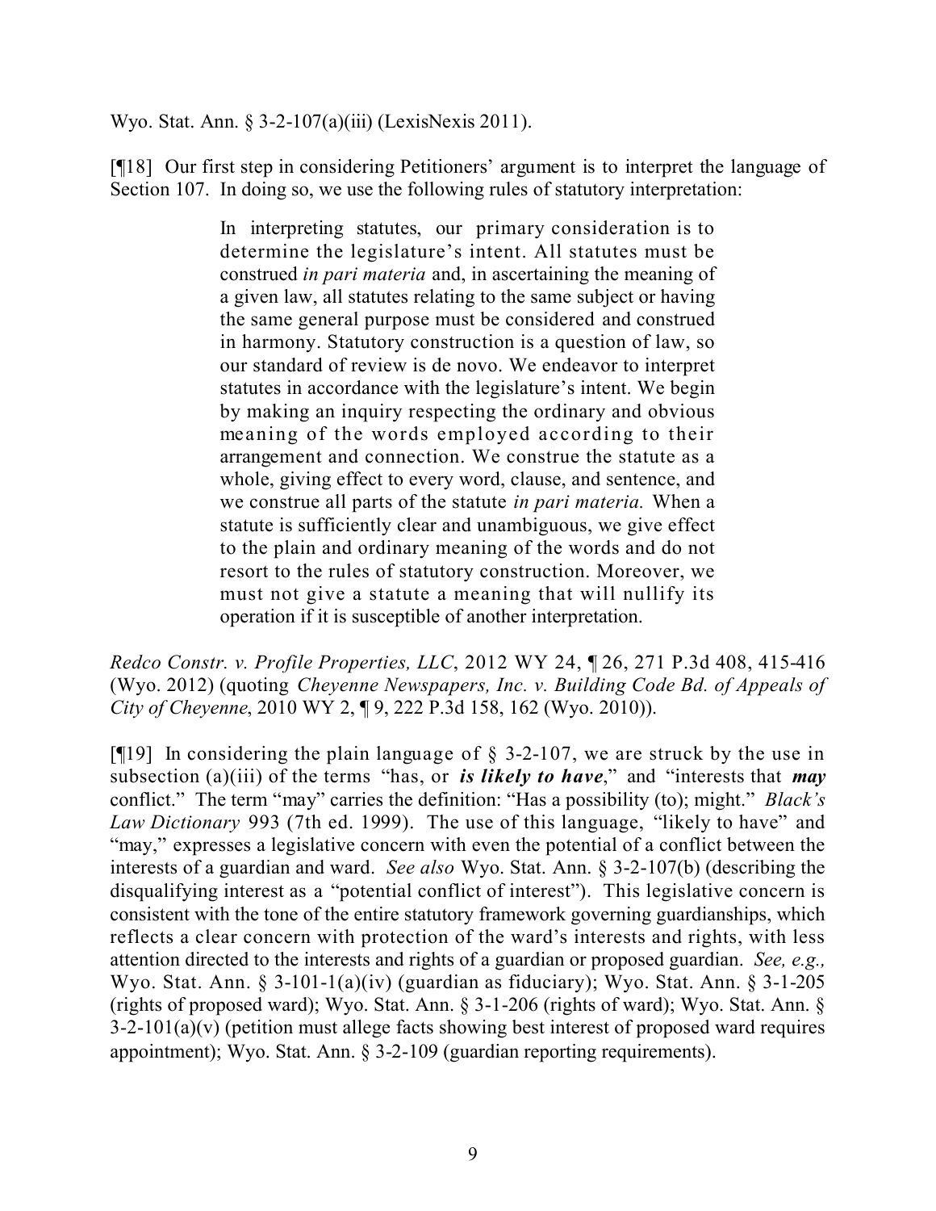Wyo. Stat. Ann. § 3-2-107(a)(iii) (LexisNexis 2011).

[¶18] Our first step in considering Petitioners' argument is to interpret the language of Section 107. In doing so, we use the following rules of statutory interpretation:

> In interpreting statutes, our primary consideration is to determine the legislature's intent. All statutes must be construed *in pari materia* and, in ascertaining the meaning of a given law, all statutes relating to the same subject or having the same general purpose must be considered and construed in harmony. Statutory construction is a question of law, so our standard of review is de novo. We endeavor to interpret statutes in accordance with the legislature's intent. We begin by making an inquiry respecting the ordinary and obvious meaning of the words employed according to their arrangement and connection. We construe the statute as a whole, giving effect to every word, clause, and sentence, and we construe all parts of the statute *in pari materia.* When a statute is sufficiently clear and unambiguous, we give effect to the plain and ordinary meaning of the words and do not resort to the rules of statutory construction. Moreover, we must not give a statute a meaning that will nullify its operation if it is susceptible of another interpretation.

*Redco Constr. v. Profile Properties, LLC*, 2012 WY 24, ¶ 26, 271 P.3d 408, 415-416 (Wyo. 2012) (quoting *Cheyenne Newspapers, Inc. v. Building Code Bd. of Appeals of City of Cheyenne*, 2010 WY 2, ¶ 9, 222 P.3d 158, 162 (Wyo. 2010)).

[¶19] In considering the plain language of § 3-2-107, we are struck by the use in subsection (a)(iii) of the terms "has, or ***is likely to have***," and "interests that ***may*** conflict." The term "may" carries the definition: "Has a possibility (to); might." *Black's Law Dictionary* 993 (7th ed. 1999). The use of this language, "likely to have" and "may," expresses a legislative concern with even the potential of a conflict between the interests of a guardian and ward. *See also* Wyo. Stat. Ann. § 3-2-107(b) (describing the disqualifying interest as a "potential conflict of interest"). This legislative concern is consistent with the tone of the entire statutory framework governing guardianships, which reflects a clear concern with protection of the ward's interests and rights, with less attention directed to the interests and rights of a guardian or proposed guardian. *See, e.g.,* Wyo. Stat. Ann. § 3-101-1(a)(iv) (guardian as fiduciary); Wyo. Stat. Ann. § 3-1-205 (rights of proposed ward); Wyo. Stat. Ann. § 3-1-206 (rights of ward); Wyo. Stat. Ann. § 3-2-101(a)(v) (petition must allege facts showing best interest of proposed ward requires appointment); Wyo. Stat. Ann. § 3-2-109 (guardian reporting requirements).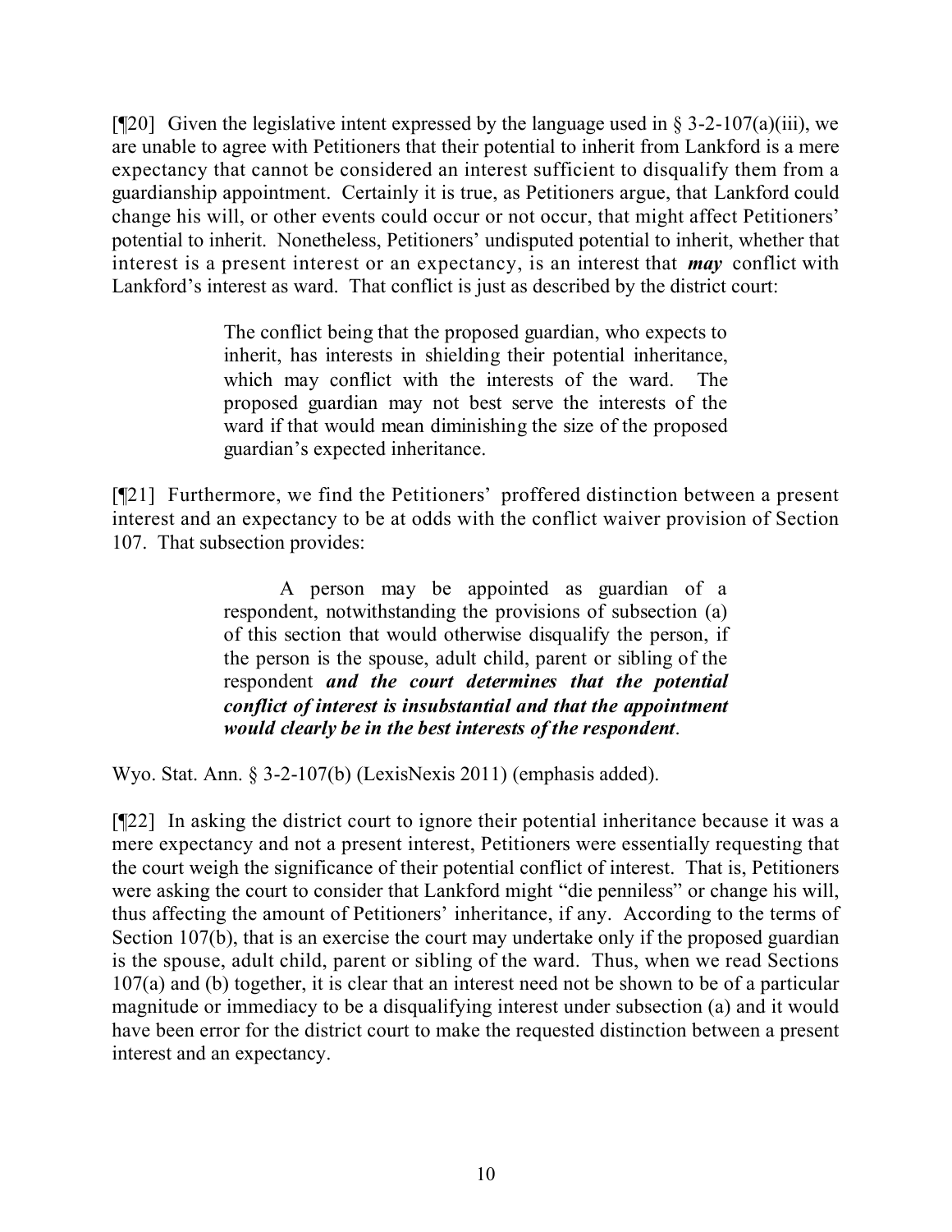[¶20] Given the legislative intent expressed by the language used in § 3-2-107(a)(iii), we are unable to agree with Petitioners that their potential to inherit from Lankford is a mere expectancy that cannot be considered an interest sufficient to disqualify them from a guardianship appointment. Certainly it is true, as Petitioners argue, that Lankford could change his will, or other events could occur or not occur, that might affect Petitioners' potential to inherit. Nonetheless, Petitioners' undisputed potential to inherit, whether that interest is a present interest or an expectancy, is an interest that ***may*** conflict with Lankford's interest as ward. That conflict is just as described by the district court:

> The conflict being that the proposed guardian, who expects to inherit, has interests in shielding their potential inheritance, which may conflict with the interests of the ward. The proposed guardian may not best serve the interests of the ward if that would mean diminishing the size of the proposed guardian's expected inheritance.

[¶21] Furthermore, we find the Petitioners' proffered distinction between a present interest and an expectancy to be at odds with the conflict waiver provision of Section 107. That subsection provides:

> A person may be appointed as guardian of a respondent, notwithstanding the provisions of subsection (a) of this section that would otherwise disqualify the person, if the person is the spouse, adult child, parent or sibling of the respondent ***and the court determines that the potential conflict of interest is insubstantial and that the appointment would clearly be in the best interests of the respondent***.

Wyo. Stat. Ann. § 3-2-107(b) (LexisNexis 2011) (emphasis added).

[¶22] In asking the district court to ignore their potential inheritance because it was a mere expectancy and not a present interest, Petitioners were essentially requesting that the court weigh the significance of their potential conflict of interest. That is, Petitioners were asking the court to consider that Lankford might "die penniless" or change his will, thus affecting the amount of Petitioners' inheritance, if any. According to the terms of Section 107(b), that is an exercise the court may undertake only if the proposed guardian is the spouse, adult child, parent or sibling of the ward. Thus, when we read Sections 107(a) and (b) together, it is clear that an interest need not be shown to be of a particular magnitude or immediacy to be a disqualifying interest under subsection (a) and it would have been error for the district court to make the requested distinction between a present interest and an expectancy.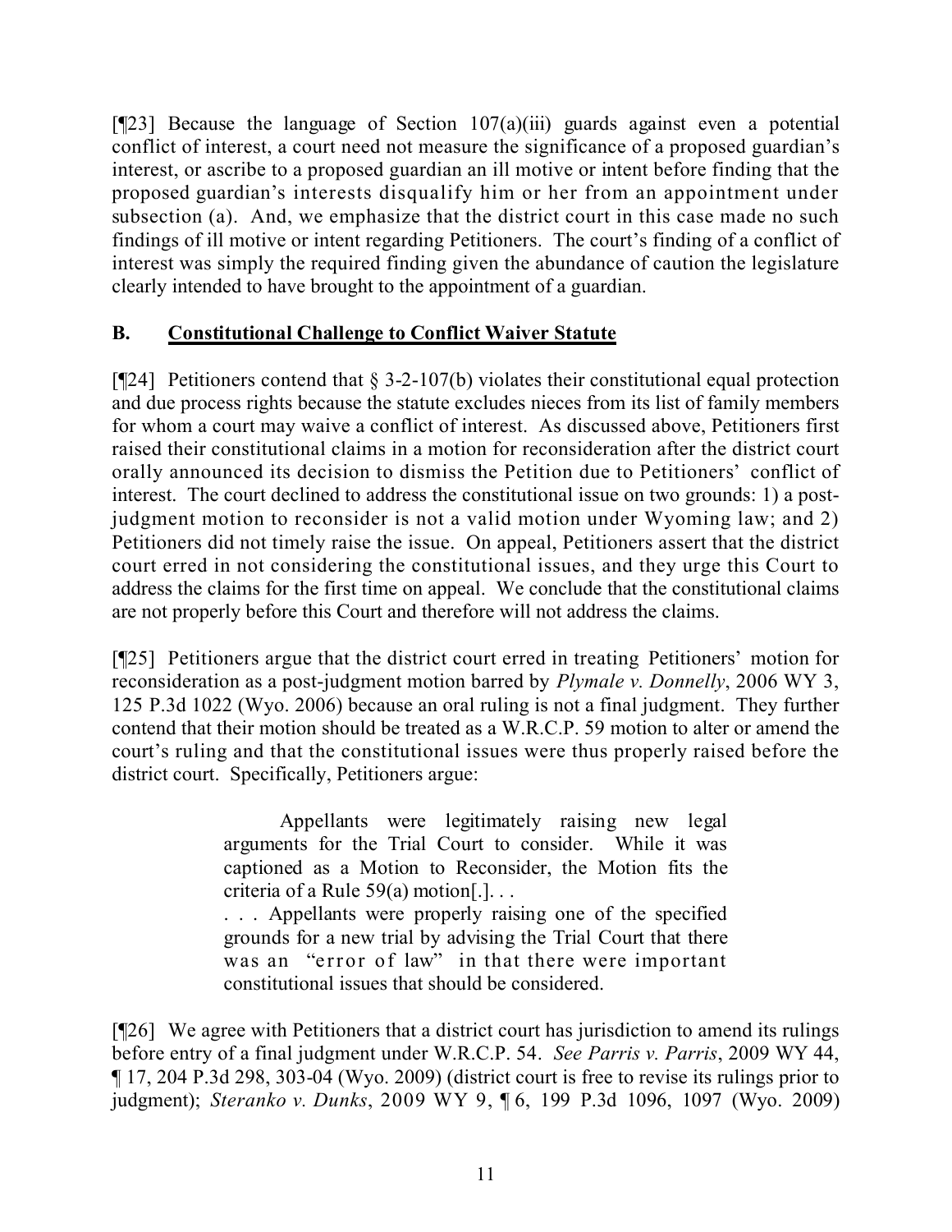[¶23] Because the language of Section 107(a)(iii) guards against even a potential conflict of interest, a court need not measure the significance of a proposed guardian's interest, or ascribe to a proposed guardian an ill motive or intent before finding that the proposed guardian's interests disqualify him or her from an appointment under subsection (a). And, we emphasize that the district court in this case made no such findings of ill motive or intent regarding Petitioners. The court's finding of a conflict of interest was simply the required finding given the abundance of caution the legislature clearly intended to have brought to the appointment of a guardian.

## B. Constitutional Challenge to Conflict Waiver Statute

[¶24] Petitioners contend that § 3-2-107(b) violates their constitutional equal protection and due process rights because the statute excludes nieces from its list of family members for whom a court may waive a conflict of interest. As discussed above, Petitioners first raised their constitutional claims in a motion for reconsideration after the district court orally announced its decision to dismiss the Petition due to Petitioners' conflict of interest. The court declined to address the constitutional issue on two grounds: 1) a post-judgment motion to reconsider is not a valid motion under Wyoming law; and 2) Petitioners did not timely raise the issue. On appeal, Petitioners assert that the district court erred in not considering the constitutional issues, and they urge this Court to address the claims for the first time on appeal. We conclude that the constitutional claims are not properly before this Court and therefore will not address the claims.

[¶25] Petitioners argue that the district court erred in treating Petitioners' motion for reconsideration as a post-judgment motion barred by *Plymale v. Donnelly*, 2006 WY 3, 125 P.3d 1022 (Wyo. 2006) because an oral ruling is not a final judgment. They further contend that their motion should be treated as a W.R.C.P. 59 motion to alter or amend the court's ruling and that the constitutional issues were thus properly raised before the district court. Specifically, Petitioners argue:

> Appellants were legitimately raising new legal arguments for the Trial Court to consider. While it was captioned as a Motion to Reconsider, the Motion fits the criteria of a Rule 59(a) motion[.]. . .
>
> . . . Appellants were properly raising one of the specified grounds for a new trial by advising the Trial Court that there was an "error of law" in that there were important constitutional issues that should be considered.

[¶26] We agree with Petitioners that a district court has jurisdiction to amend its rulings before entry of a final judgment under W.R.C.P. 54. *See Parris v. Parris*, 2009 WY 44, ¶ 17, 204 P.3d 298, 303-04 (Wyo. 2009) (district court is free to revise its rulings prior to judgment); *Steranko v. Dunks*, 2009 WY 9, ¶ 6, 199 P.3d 1096, 1097 (Wyo. 2009)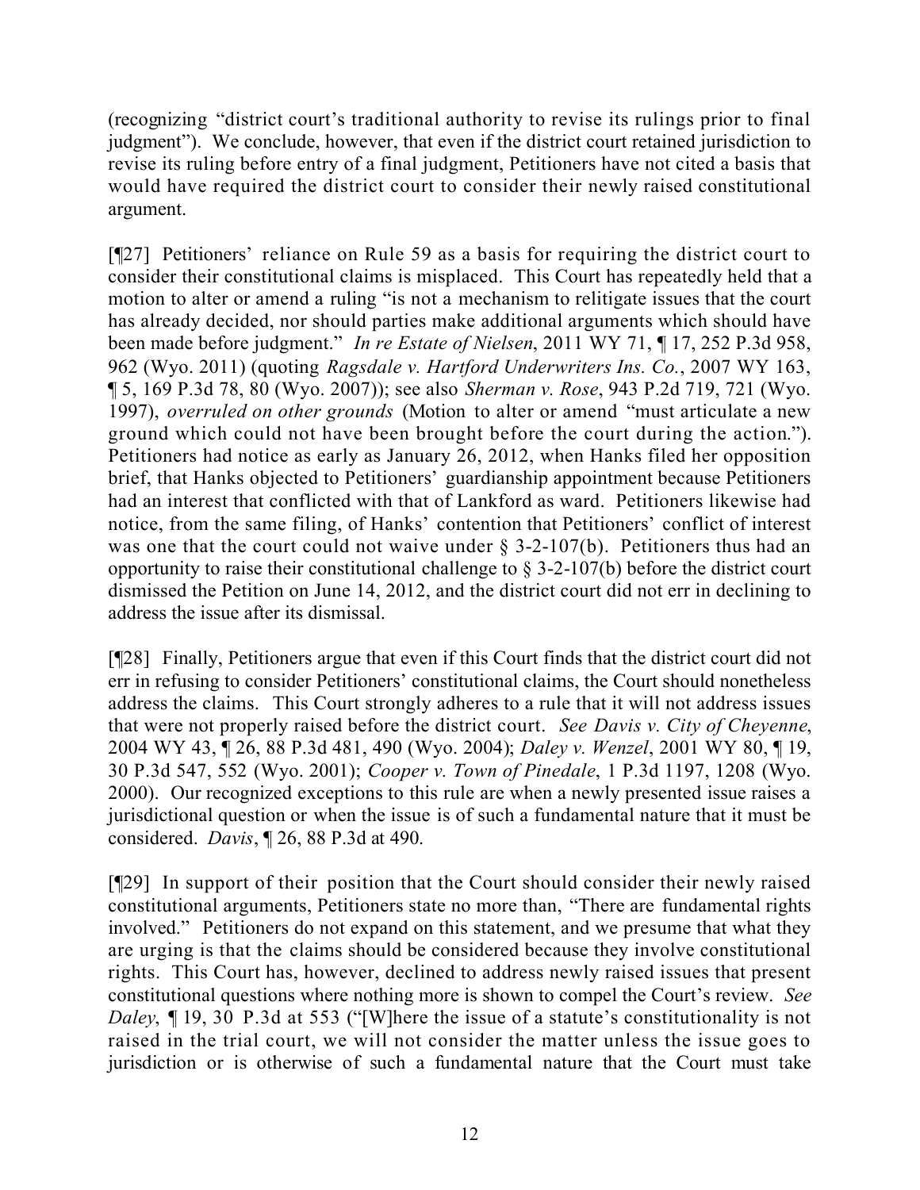(recognizing "district court's traditional authority to revise its rulings prior to final judgment"). We conclude, however, that even if the district court retained jurisdiction to revise its ruling before entry of a final judgment, Petitioners have not cited a basis that would have required the district court to consider their newly raised constitutional argument.

[¶27] Petitioners' reliance on Rule 59 as a basis for requiring the district court to consider their constitutional claims is misplaced. This Court has repeatedly held that a motion to alter or amend a ruling "is not a mechanism to relitigate issues that the court has already decided, nor should parties make additional arguments which should have been made before judgment." *In re Estate of Nielsen*, 2011 WY 71, ¶ 17, 252 P.3d 958, 962 (Wyo. 2011) (quoting *Ragsdale v. Hartford Underwriters Ins. Co.*, 2007 WY 163, ¶ 5, 169 P.3d 78, 80 (Wyo. 2007)); see also *Sherman v. Rose*, 943 P.2d 719, 721 (Wyo. 1997), *overruled on other grounds* (Motion to alter or amend "must articulate a new ground which could not have been brought before the court during the action."). Petitioners had notice as early as January 26, 2012, when Hanks filed her opposition brief, that Hanks objected to Petitioners' guardianship appointment because Petitioners had an interest that conflicted with that of Lankford as ward. Petitioners likewise had notice, from the same filing, of Hanks' contention that Petitioners' conflict of interest was one that the court could not waive under § 3-2-107(b). Petitioners thus had an opportunity to raise their constitutional challenge to § 3-2-107(b) before the district court dismissed the Petition on June 14, 2012, and the district court did not err in declining to address the issue after its dismissal.

[¶28] Finally, Petitioners argue that even if this Court finds that the district court did not err in refusing to consider Petitioners' constitutional claims, the Court should nonetheless address the claims. This Court strongly adheres to a rule that it will not address issues that were not properly raised before the district court. *See Davis v. City of Cheyenne*, 2004 WY 43, ¶ 26, 88 P.3d 481, 490 (Wyo. 2004); *Daley v. Wenzel*, 2001 WY 80, ¶ 19, 30 P.3d 547, 552 (Wyo. 2001); *Cooper v. Town of Pinedale*, 1 P.3d 1197, 1208 (Wyo. 2000). Our recognized exceptions to this rule are when a newly presented issue raises a jurisdictional question or when the issue is of such a fundamental nature that it must be considered. *Davis*, ¶ 26, 88 P.3d at 490.

[¶29] In support of their position that the Court should consider their newly raised constitutional arguments, Petitioners state no more than, "There are fundamental rights involved." Petitioners do not expand on this statement, and we presume that what they are urging is that the claims should be considered because they involve constitutional rights. This Court has, however, declined to address newly raised issues that present constitutional questions where nothing more is shown to compel the Court's review. *See Daley*, ¶ 19, 30 P.3d at 553 ("[W]here the issue of a statute's constitutionality is not raised in the trial court, we will not consider the matter unless the issue goes to jurisdiction or is otherwise of such a fundamental nature that the Court must take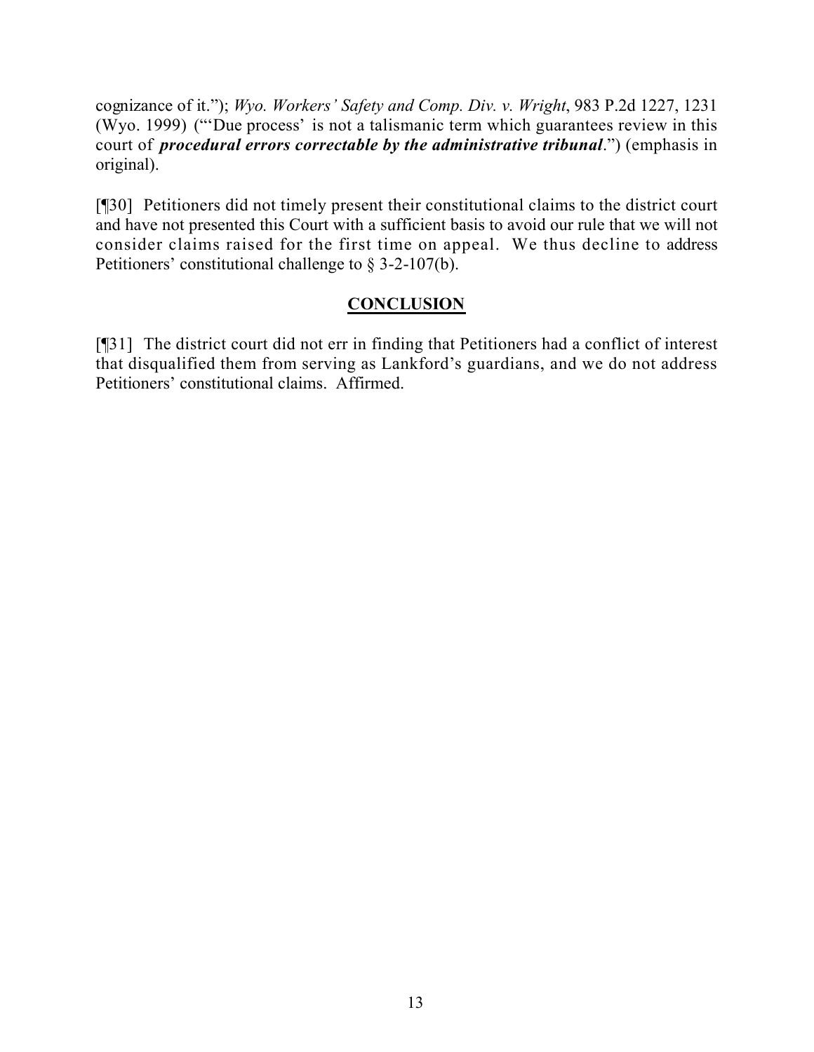cognizance of it."); *Wyo. Workers' Safety and Comp. Div. v. Wright*, 983 P.2d 1227, 1231 (Wyo. 1999) ("'Due process' is not a talismanic term which guarantees review in this court of ***procedural errors correctable by the administrative tribunal***.") (emphasis in original).

[¶30] Petitioners did not timely present their constitutional claims to the district court and have not presented this Court with a sufficient basis to avoid our rule that we will not consider claims raised for the first time on appeal. We thus decline to address Petitioners' constitutional challenge to § 3-2-107(b).

## CONCLUSION

[¶31] The district court did not err in finding that Petitioners had a conflict of interest that disqualified them from serving as Lankford's guardians, and we do not address Petitioners' constitutional claims. Affirmed.